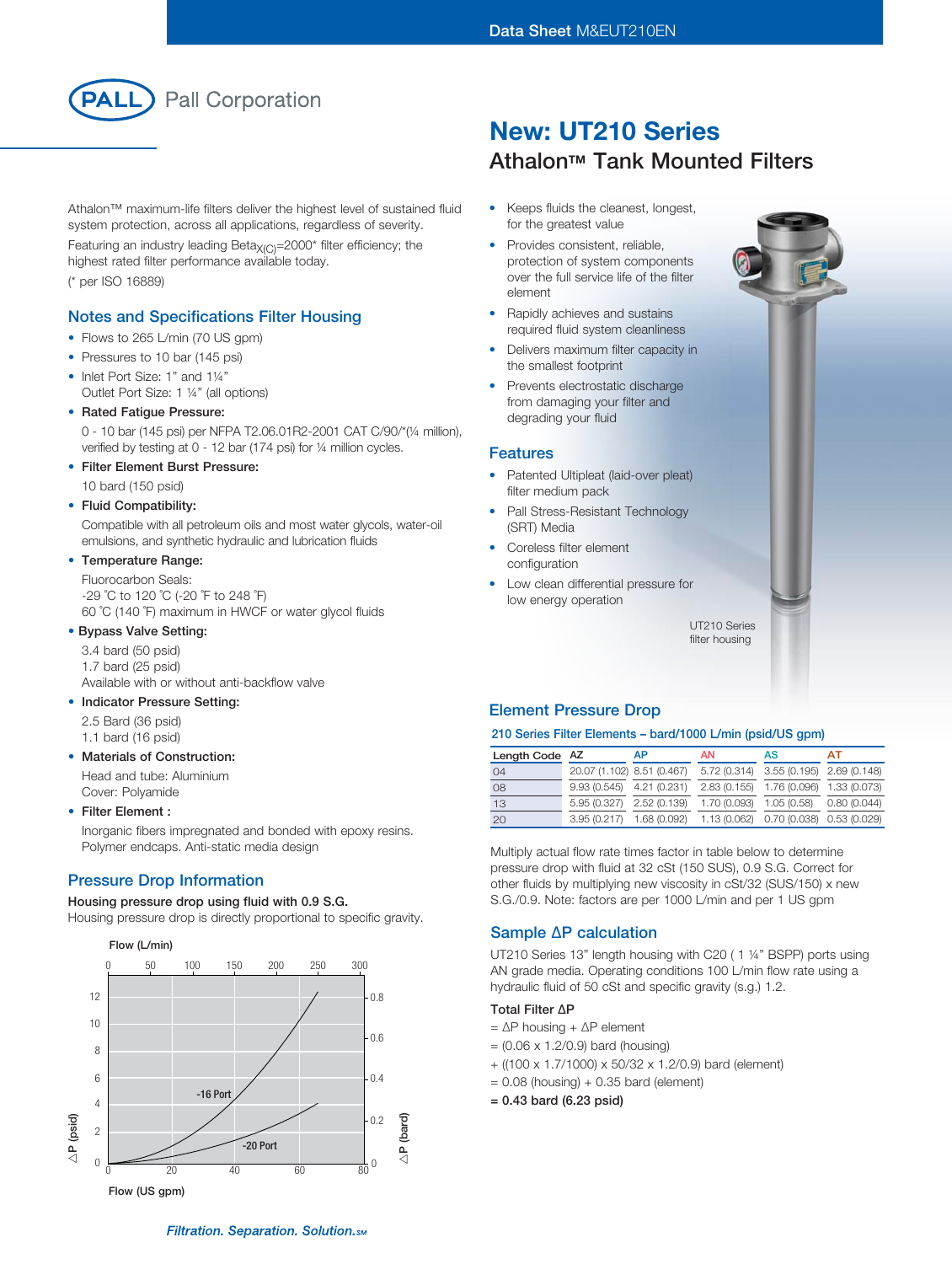Pall Corporation

# New: UT210 Series

## Athalon™ Tank Mounted Filters

Athalon™ maximum-life filters deliver the highest level of sustained fluid system protection, across all applications, regardless of severity.

Featuring an industry leading $Beta_{X(C)}$=2000* filter efficiency; the highest rated filter performance available today.

(* per ISO 16889)

- Keeps fluids the cleanest, longest, for the greatest value
- Provides consistent, reliable, protection of system components over the full service life of the filter element
- Rapidly achieves and sustains required fluid system cleanliness
- Delivers maximum filter capacity in the smallest footprint
- Prevents electrostatic discharge from damaging your filter and degrading your fluid

### Notes and Specifications Filter Housing

- Flows to 265 L/min (70 US gpm)
- Pressures to 10 bar (145 psi)
- Inlet Port Size: 1" and 1¼"
  Outlet Port Size: 1 ¼" (all options)
- **Rated Fatigue Pressure:**
  0 - 10 bar (145 psi) per NFPA T2.06.01R2-2001 CAT C/90/*(¼ million), verified by testing at 0 - 12 bar (174 psi) for ¼ million cycles.
- **Filter Element Burst Pressure:**
  10 bard (150 psid)
- **Fluid Compatibility:**
  Compatible with all petroleum oils and most water glycols, water-oil emulsions, and synthetic hydraulic and lubrication fluids
- **Temperature Range:**
  Fluorocarbon Seals:
  -29 ˚C to 120 ˚C (-20 ˚F to 248 ˚F)
  60 ˚C (140 ˚F) maximum in HWCF or water glycol fluids
- **Bypass Valve Setting:**
  3.4 bard (50 psid)
  1.7 bard (25 psid)
  Available with or without anti-backflow valve
- **Indicator Pressure Setting:**
  2.5 Bard (36 psid)
  1.1 bard (16 psid)
- **Materials of Construction:**
  Head and tube: Aluminium
  Cover: Polyamide
- **Filter Element :**
  Inorganic fibers impregnated and bonded with epoxy resins.
  Polymer endcaps. Anti-static media design

### Features

- Patented Ultipleat (laid-over pleat) filter medium pack
- Pall Stress-Resistant Technology (SRT) Media
- Coreless filter element configuration
- Low clean differential pressure for low energy operation

UT210 Series filter housing

### Pressure Drop Information

**Housing pressure drop using fluid with 0.9 S.G.**

Housing pressure drop is directly proportional to specific gravity.

Flow (L/min): 0, 50, 100, 150, 200, 250, 300
ΔP (psid): 0, 2, 4, 6, 8, 10, 12
ΔP (bard): 0, 0.2, 0.4, 0.6, 0.8
Curves: -16 Port, -20 Port
Flow (US gpm): 0, 20, 40, 60, 80

### Element Pressure Drop

**210 Series Filter Elements – bard/1000 L/min (psid/US gpm)**

| Length Code | AZ | AP | AN | AS | AT |
|---|---|---|---|---|---|
| 04 | 20.07 (1.102) | 8.51 (0.467) | 5.72 (0.314) | 3.55 (0.195) | 2.69 (0.148) |
| 08 | 9.93 (0.545) | 4.21 (0.231) | 2.83 (0.155) | 1.76 (0.096) | 1.33 (0.073) |
| 13 | 5.95 (0.327) | 2.52 (0.139) | 1.70 (0.093) | 1.05 (0.58) | 0.80 (0.044) |
| 20 | 3.95 (0.217) | 1.68 (0.092) | 1.13 (0.062) | 0.70 (0.038) | 0.53 (0.029) |

Multiply actual flow rate times factor in table below to determine pressure drop with fluid at 32 cSt (150 SUS), 0.9 S.G. Correct for other fluids by multiplying new viscosity in cSt/32 (SUS/150) x new S.G./0.9. Note: factors are per 1000 L/min and per 1 US gpm

### Sample ΔP calculation

UT210 Series 13" length housing with C20 ( 1 ¼" BSPP) ports using AN grade media. Operating conditions 100 L/min flow rate using a hydraulic fluid of 50 cSt and specific gravity (s.g.) 1.2.

Total Filter ΔP

= ΔP housing + ΔP element

= (0.06 x 1.2/0.9) bard (housing)

+ ((100 x 1.7/1000) x 50/32 x 1.2/0.9) bard (element)

= 0.08 (housing) + 0.35 bard (element)

**= 0.43 bard (6.23 psid)**

*Filtration. Separation. Solution.SM*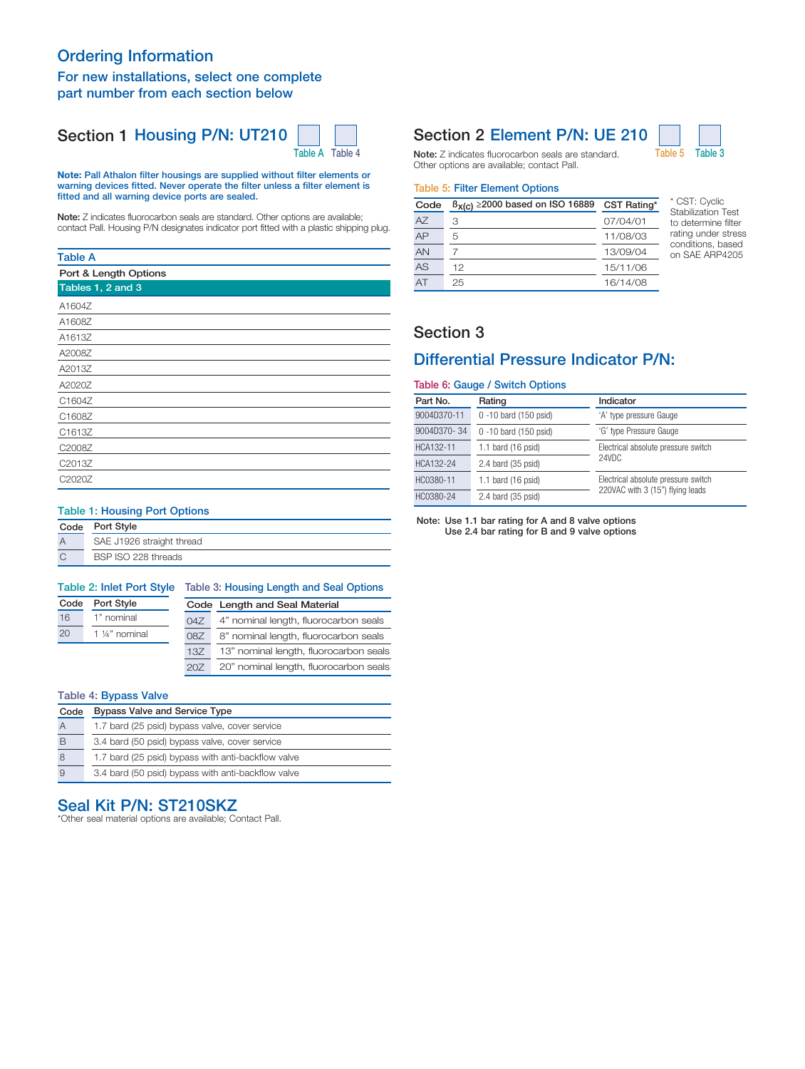# Ordering Information

## For new installations, select one complete part number from each section below

## Section 1 Housing P/N: UT210 ☐ ☐

Table A Table 4

**Note: Pall Athalon filter housings are supplied without filter elements or warning devices fitted. Never operate the filter unless a filter element is fitted and all warning device ports are sealed.**

**Note:** Z indicates fluorocarbon seals are standard. Other options are available; contact Pall. Housing P/N designates indicator port fitted with a plastic shipping plug.

### Table A

| Port & Length Options |
|---|
| Tables 1, 2 and 3 |
| A1604Z |
| A1608Z |
| A1613Z |
| A2008Z |
| A2013Z |
| A2020Z |
| C1604Z |
| C1608Z |
| C1613Z |
| C2008Z |
| C2013Z |
| C2020Z |

### Table 1: Housing Port Options

| Code | Port Style |
|---|---|
| A | SAE J1926 straight thread |
| C | BSP ISO 228 threads |

### Table 2: Inlet Port Style

| Code | Port Style |
|---|---|
| 16 | 1" nominal |
| 20 | 1 ¼" nominal |

### Table 3: Housing Length and Seal Options

| Code | Length and Seal Material |
|---|---|
| 04Z | 4" nominal length, fluorocarbon seals |
| 08Z | 8" nominal length, fluorocarbon seals |
| 13Z | 13" nominal length, fluorocarbon seals |
| 20Z | 20" nominal length, fluorocarbon seals |

### Table 4: Bypass Valve

| Code | Bypass Valve and Service Type |
|---|---|
| A | 1.7 bard (25 psid) bypass valve, cover service |
| B | 3.4 bard (50 psid) bypass valve, cover service |
| 8 | 1.7 bard (25 psid) bypass with anti-backflow valve |
| 9 | 3.4 bard (50 psid) bypass with anti-backflow valve |

## Seal Kit P/N: ST210SKZ

*Other seal material options are available; Contact Pall.

## Section 2 Element P/N: UE 210 ☐ ☐

Table 5 Table 3

**Note:** Z indicates fluorocarbon seals are standard. Other options are available; contact Pall.

### Table 5: Filter Element Options

| Code | $\beta_{x(c)} \geq 2000$ based on ISO 16889 | CST Rating* |
|---|---|---|
| AZ | 3 | 07/04/01 |
| AP | 5 | 11/08/03 |
| AN | 7 | 13/09/04 |
| AS | 12 | 15/11/06 |
| AT | 25 | 16/14/08 |

\* CST: Cyclic Stabilization Test to determine filter rating under stress conditions, based on SAE ARP4205

## Section 3

## Differential Pressure Indicator P/N:

### Table 6: Gauge / Switch Options

| Part No. | Rating | Indicator |
|---|---|---|
| 9004D370-11 | 0 -10 bard (150 psid) | 'A' type pressure Gauge |
| 9004D370- 34 | 0 -10 bard (150 psid) | 'G' type Pressure Gauge |
| HCA132-11 | 1.1 bard (16 psid) | Electrical absolute pressure switch 24VDC |
| HCA132-24 | 2.4 bard (35 psid) | |
| HC0380-11 | 1.1 bard (16 psid) | Electrical absolute pressure switch 220VAC with 3 (15") flying leads |
| HC0380-24 | 2.4 bard (35 psid) | |

**Note: Use 1.1 bar rating for A and 8 valve options**
**Use 2.4 bar rating for B and 9 valve options**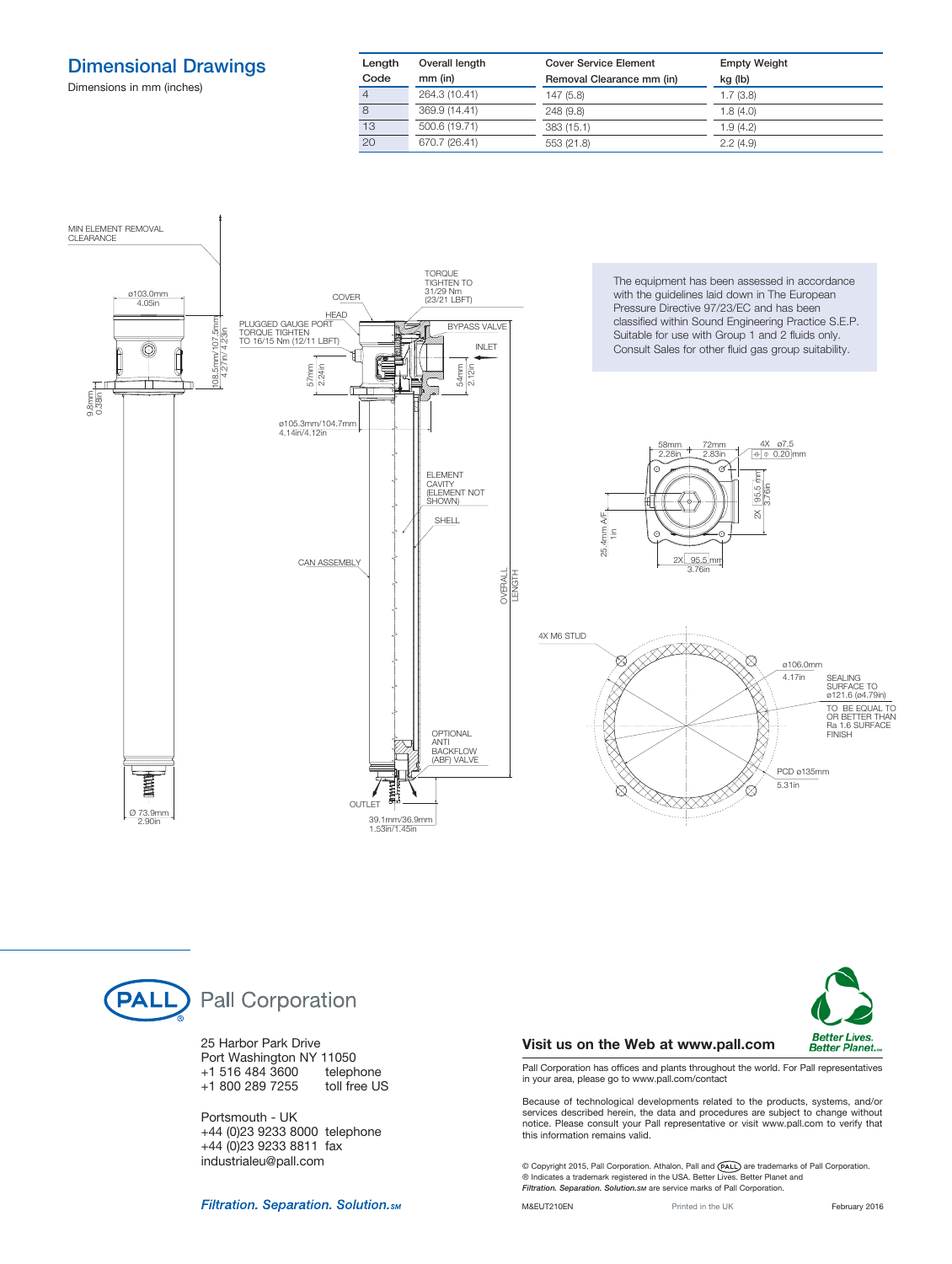## Dimensional Drawings

Dimensions in mm (inches)

| Length Code | Overall length mm (in) | Cover Service Element Removal Clearance mm (in) | Empty Weight kg (lb) |
|---|---|---|---|
| 4 | 264.3 (10.41) | 147 (5.8) | 1.7 (3.8) |
| 8 | 369.9 (14.41) | 248 (9.8) | 1.8 (4.0) |
| 13 | 500.6 (19.71) | 383 (15.1) | 1.9 (4.2) |
| 20 | 670.7 (26.41) | 553 (21.8) | 2.2 (4.9) |

MIN ELEMENT REMOVAL CLEARANCE

ø103.0mm 4.05in

108.5mm/107.5mm 4.27in/4.23in

9.8mm 0.39in

Ø 73.9mm 2.90in

COVER

HEAD

PLUGGED GAUGE PORT TORQUE TIGHTEN TO 16/15 Nm (12/11 LBFT)

TORQUE TIGHTEN TO 31/29 Nm (23/21 LBFT)

BYPASS VALVE

INLET

57mm 2.24in

54mm 2.12in

ø105.3mm/104.7mm 4.14in/4.12in

ELEMENT CAVITY (ELEMENT NOT SHOWN)

SHELL

CAN ASSEMBLY

OVERALL LENGTH

OPTIONAL ANTI BACKFLOW (ABF) VALVE

OUTLET

39.1mm/36.9mm 1.53in/1.45in

The equipment has been assessed in accordance with the guidelines laid down in The European Pressure Directive 97/23/EC and has been classified within Sound Engineering Practice S.E.P. Suitable for use with Group 1 and 2 fluids only. Consult Sales for other fluid gas group suitability.

58mm 2.28in

72mm 2.83in

4X ø7.5 0.20 mm

2X 95.5 mm 3.76in

25.4mm A/F 1in

2X 95.5 mm 3.76in

4X M6 STUD

ø106.0mm 4.17in

SEALING SURFACE TO ø121.6 (ø4.79in)

TO BE EQUAL TO OR BETTER THAN Ra 1.6 SURFACE FINISH

PCD ø135mm 5.31in

**Pall Corporation**

25 Harbor Park Drive
Port Washington NY 11050
+1 516 484 3600 telephone
+1 800 289 7255 toll free US

Portsmouth - UK
+44 (0)23 9233 8000 telephone
+44 (0)23 9233 8811 fax
industrialeu@pall.com

***Filtration. Separation. Solution.SM***

**Visit us on the Web at www.pall.com**

*Better Lives. Better Planet.SM*

Pall Corporation has offices and plants throughout the world. For Pall representatives in your area, please go to www.pall.com/contact

Because of technological developments related to the products, systems, and/or services described herein, the data and procedures are subject to change without notice. Please consult your Pall representative or visit www.pall.com to verify that this information remains valid.

© Copyright 2015, Pall Corporation. Athalon, Pall and PALL are trademarks of Pall Corporation.
® Indicates a trademark registered in the USA. Better Lives. Better Planet and *Filtration. Separation. Solution.SM* are service marks of Pall Corporation.

M&EUT210EN Printed in the UK February 2016